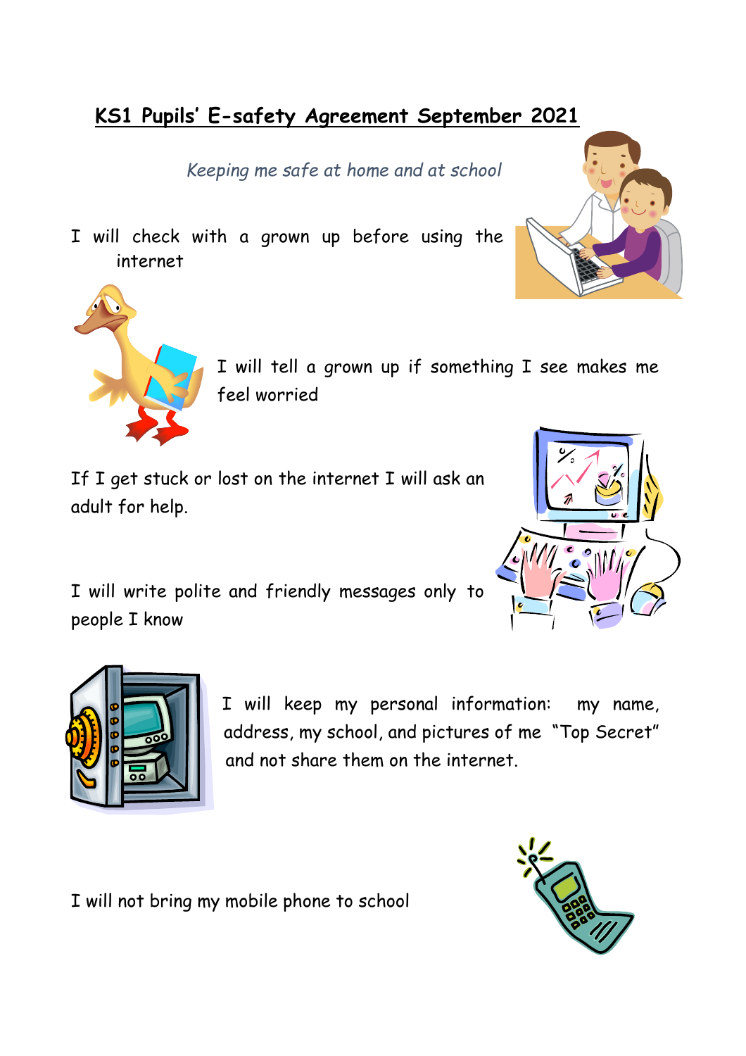# KS1 Pupils' E-safety Agreement September 2021

*Keeping me safe at home and at school*

I will check with a grown up before using the internet

I will tell a grown up if something I see makes me feel worried

If I get stuck or lost on the internet I will ask an adult for help.

I will write polite and friendly messages only to people I know

I will keep my personal information: my name, address, my school, and pictures of me "Top Secret" and not share them on the internet.

I will not bring my mobile phone to school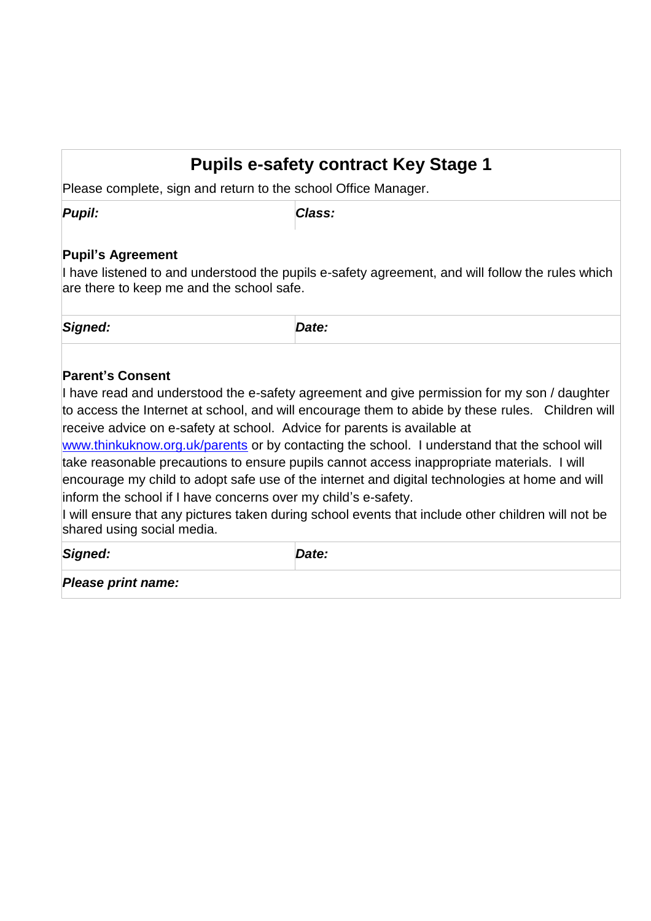# Pupils e-safety contract Key Stage 1

Please complete, sign and return to the school Office Manager.

| ***Pupil:*** | ***Class:*** |
|---|---|

**Pupil's Agreement**

I have listened to and understood the pupils e-safety agreement, and will follow the rules which are there to keep me and the school safe.

| ***Signed:*** | ***Date:*** |
|---|---|

**Parent's Consent**

I have read and understood the e-safety agreement and give permission for my son / daughter to access the Internet at school, and will encourage them to abide by these rules. Children will receive advice on e-safety at school. Advice for parents is available at [www.thinkuknow.org.uk/parents](http://www.thinkuknow.org.uk/parents) or by contacting the school. I understand that the school will take reasonable precautions to ensure pupils cannot access inappropriate materials. I will encourage my child to adopt safe use of the internet and digital technologies at home and will inform the school if I have concerns over my child's e-safety.

I will ensure that any pictures taken during school events that include other children will not be shared using social media.

| ***Signed:*** | ***Date:*** |
|---|---|
| ***Please print name:*** | |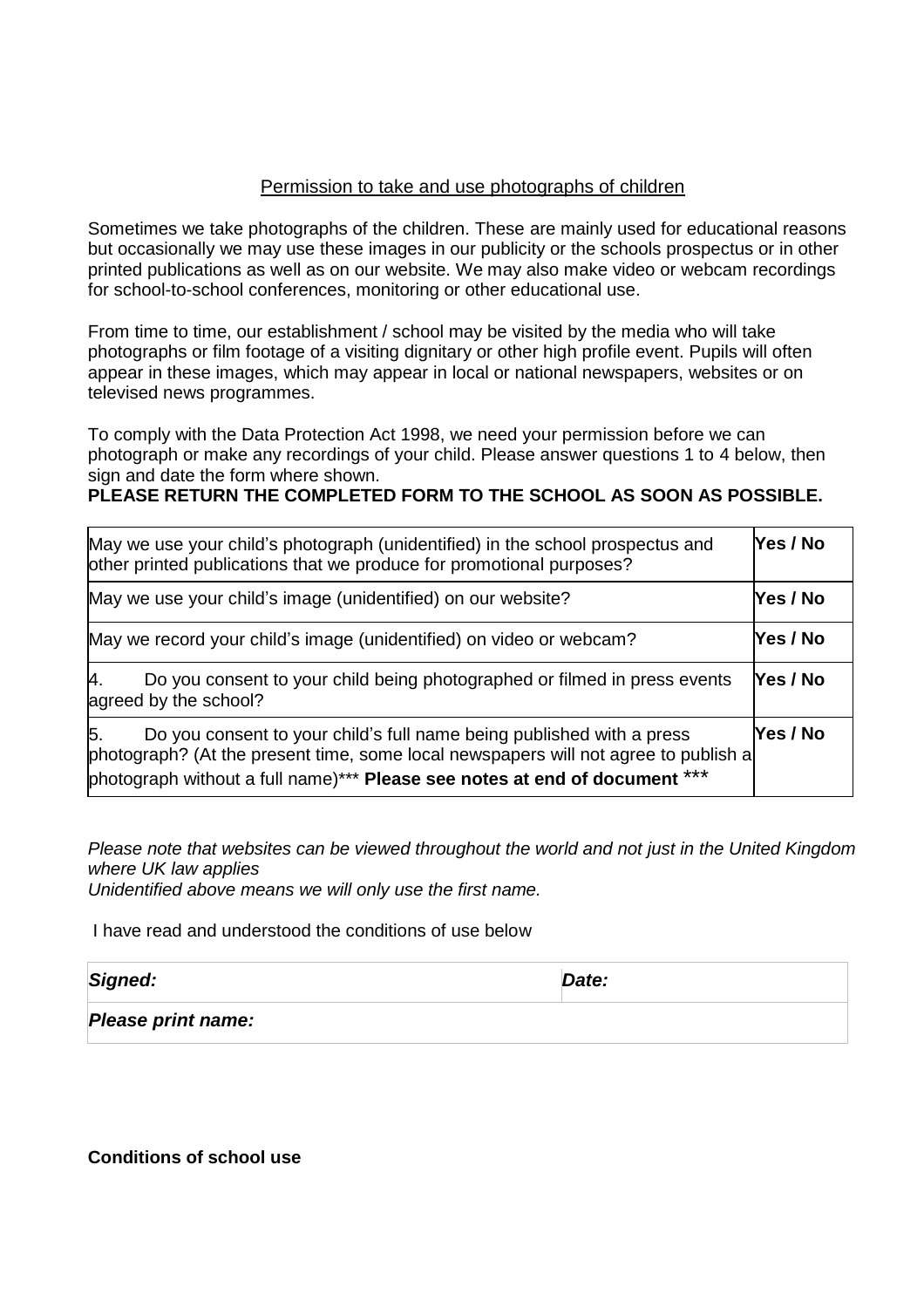## Permission to take and use photographs of children

Sometimes we take photographs of the children. These are mainly used for educational reasons but occasionally we may use these images in our publicity or the schools prospectus or in other printed publications as well as on our website. We may also make video or webcam recordings for school-to-school conferences, monitoring or other educational use.

From time to time, our establishment / school may be visited by the media who will take photographs or film footage of a visiting dignitary or other high profile event. Pupils will often appear in these images, which may appear in local or national newspapers, websites or on televised news programmes.

To comply with the Data Protection Act 1998, we need your permission before we can photograph or make any recordings of your child. Please answer questions 1 to 4 below, then sign and date the form where shown.

**PLEASE RETURN THE COMPLETED FORM TO THE SCHOOL AS SOON AS POSSIBLE.**

| | |
|---|---|
| May we use your child's photograph (unidentified) in the school prospectus and other printed publications that we produce for promotional purposes? | **Yes / No** |
| May we use your child's image (unidentified) on our website? | **Yes / No** |
| May we record your child's image (unidentified) on video or webcam? | **Yes / No** |
| 4. Do you consent to your child being photographed or filmed in press events agreed by the school? | **Yes / No** |
| 5. Do you consent to your child's full name being published with a press photograph? (At the present time, some local newspapers will not agree to publish a photograph without a full name)*** **Please see notes at end of document** *** | **Yes / No** |

*Please note that websites can be viewed throughout the world and not just in the United Kingdom where UK law applies*
*Unidentified above means we will only use the first name.*

I have read and understood the conditions of use below

| | |
|---|---|
| ***Signed:*** | ***Date:*** |
| ***Please print name:*** | |

**Conditions of school use**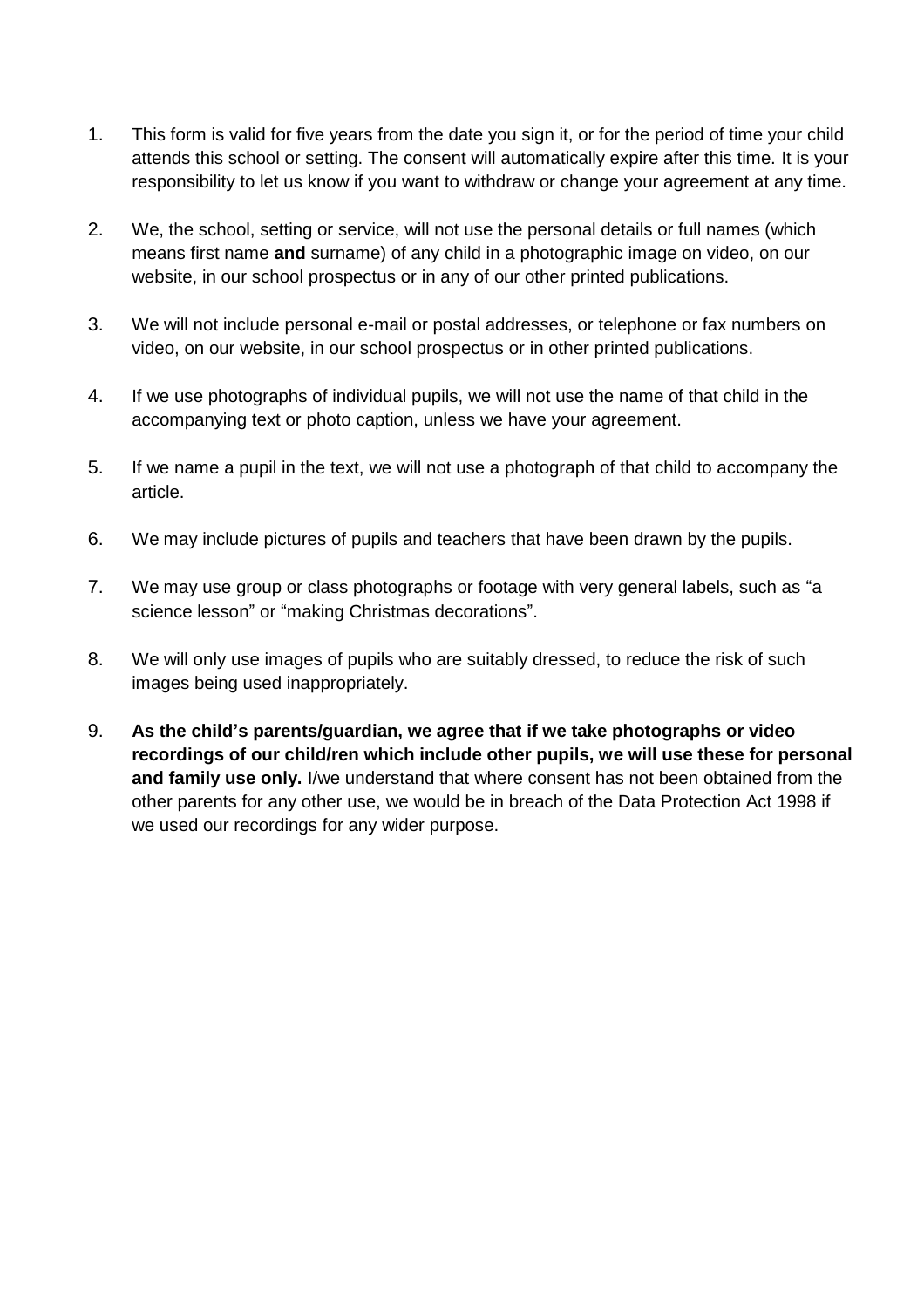1. This form is valid for five years from the date you sign it, or for the period of time your child attends this school or setting. The consent will automatically expire after this time. It is your responsibility to let us know if you want to withdraw or change your agreement at any time.

2. We, the school, setting or service, will not use the personal details or full names (which means first name **and** surname) of any child in a photographic image on video, on our website, in our school prospectus or in any of our other printed publications.

3. We will not include personal e-mail or postal addresses, or telephone or fax numbers on video, on our website, in our school prospectus or in other printed publications.

4. If we use photographs of individual pupils, we will not use the name of that child in the accompanying text or photo caption, unless we have your agreement.

5. If we name a pupil in the text, we will not use a photograph of that child to accompany the article.

6. We may include pictures of pupils and teachers that have been drawn by the pupils.

7. We may use group or class photographs or footage with very general labels, such as "a science lesson" or "making Christmas decorations".

8. We will only use images of pupils who are suitably dressed, to reduce the risk of such images being used inappropriately.

9. **As the child's parents/guardian, we agree that if we take photographs or video recordings of our child/ren which include other pupils, we will use these for personal and family use only.** I/we understand that where consent has not been obtained from the other parents for any other use, we would be in breach of the Data Protection Act 1998 if we used our recordings for any wider purpose.